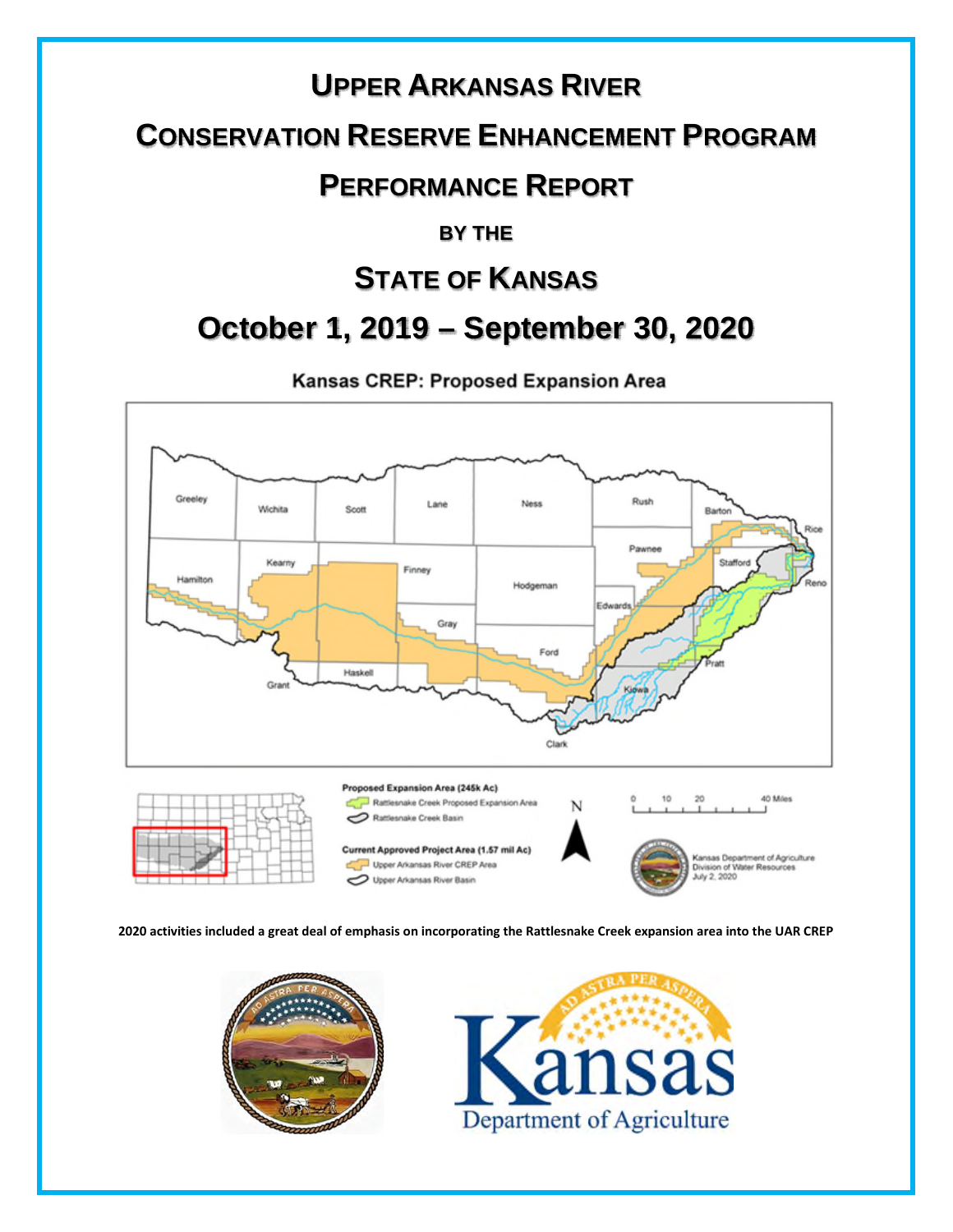# Upper Arkansas River

# Conservation Reserve Enhancement Program

# Performance Report

### by the

# State of Kansas

## October 1, 2019 – September 30, 2020

**Kansas CREP: Proposed Expansion Area**

**2020 activities included a great deal of emphasis on incorporating the Rattlesnake Creek expansion area into the UAR CREP**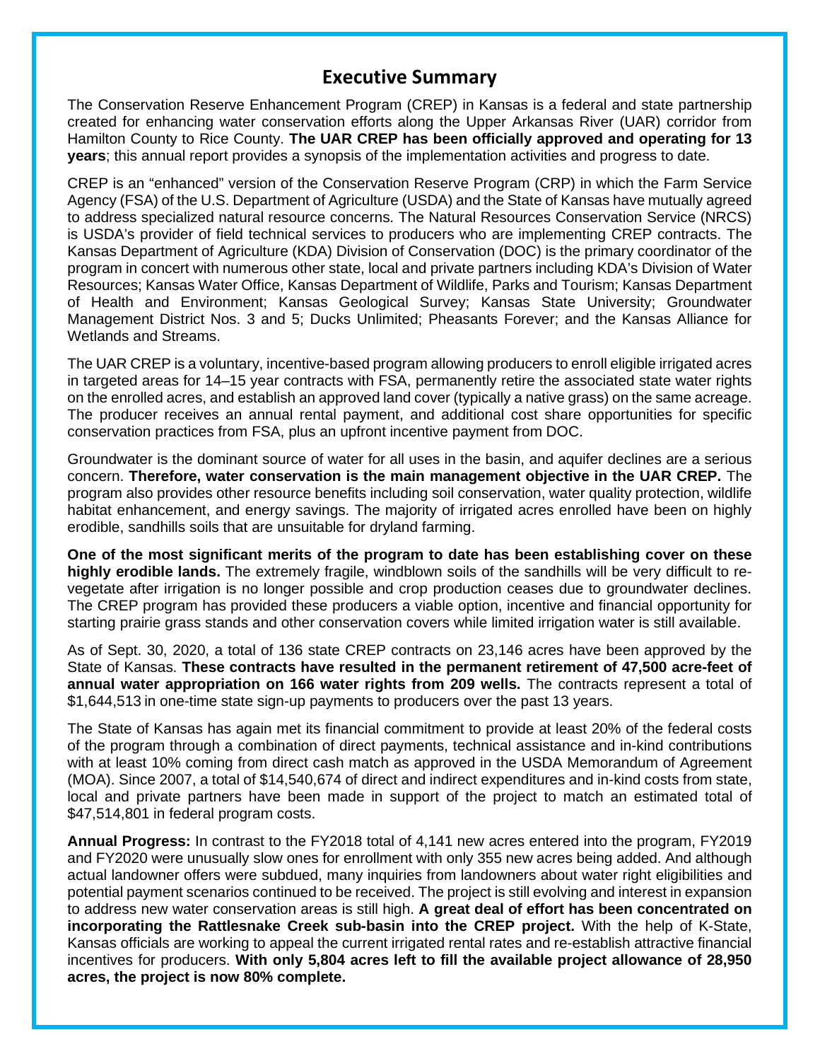## Executive Summary

The Conservation Reserve Enhancement Program (CREP) in Kansas is a federal and state partnership created for enhancing water conservation efforts along the Upper Arkansas River (UAR) corridor from Hamilton County to Rice County. **The UAR CREP has been officially approved and operating for 13 years**; this annual report provides a synopsis of the implementation activities and progress to date.

CREP is an "enhanced" version of the Conservation Reserve Program (CRP) in which the Farm Service Agency (FSA) of the U.S. Department of Agriculture (USDA) and the State of Kansas have mutually agreed to address specialized natural resource concerns. The Natural Resources Conservation Service (NRCS) is USDA's provider of field technical services to producers who are implementing CREP contracts. The Kansas Department of Agriculture (KDA) Division of Conservation (DOC) is the primary coordinator of the program in concert with numerous other state, local and private partners including KDA's Division of Water Resources; Kansas Water Office, Kansas Department of Wildlife, Parks and Tourism; Kansas Department of Health and Environment; Kansas Geological Survey; Kansas State University; Groundwater Management District Nos. 3 and 5; Ducks Unlimited; Pheasants Forever; and the Kansas Alliance for Wetlands and Streams.

The UAR CREP is a voluntary, incentive-based program allowing producers to enroll eligible irrigated acres in targeted areas for 14–15 year contracts with FSA, permanently retire the associated state water rights on the enrolled acres, and establish an approved land cover (typically a native grass) on the same acreage. The producer receives an annual rental payment, and additional cost share opportunities for specific conservation practices from FSA, plus an upfront incentive payment from DOC.

Groundwater is the dominant source of water for all uses in the basin, and aquifer declines are a serious concern. **Therefore, water conservation is the main management objective in the UAR CREP.** The program also provides other resource benefits including soil conservation, water quality protection, wildlife habitat enhancement, and energy savings. The majority of irrigated acres enrolled have been on highly erodible, sandhills soils that are unsuitable for dryland farming.

**One of the most significant merits of the program to date has been establishing cover on these highly erodible lands.** The extremely fragile, windblown soils of the sandhills will be very difficult to re-vegetate after irrigation is no longer possible and crop production ceases due to groundwater declines. The CREP program has provided these producers a viable option, incentive and financial opportunity for starting prairie grass stands and other conservation covers while limited irrigation water is still available.

As of Sept. 30, 2020, a total of 136 state CREP contracts on 23,146 acres have been approved by the State of Kansas. **These contracts have resulted in the permanent retirement of 47,500 acre-feet of annual water appropriation on 166 water rights from 209 wells.** The contracts represent a total of $1,644,513 in one-time state sign-up payments to producers over the past 13 years.

The State of Kansas has again met its financial commitment to provide at least 20% of the federal costs of the program through a combination of direct payments, technical assistance and in-kind contributions with at least 10% coming from direct cash match as approved in the USDA Memorandum of Agreement (MOA). Since 2007, a total of $14,540,674 of direct and indirect expenditures and in-kind costs from state, local and private partners have been made in support of the project to match an estimated total of $47,514,801 in federal program costs.

**Annual Progress:** In contrast to the FY2018 total of 4,141 new acres entered into the program, FY2019 and FY2020 were unusually slow ones for enrollment with only 355 new acres being added. And although actual landowner offers were subdued, many inquiries from landowners about water right eligibilities and potential payment scenarios continued to be received. The project is still evolving and interest in expansion to address new water conservation areas is still high. **A great deal of effort has been concentrated on incorporating the Rattlesnake Creek sub-basin into the CREP project.** With the help of K-State, Kansas officials are working to appeal the current irrigated rental rates and re-establish attractive financial incentives for producers. **With only 5,804 acres left to fill the available project allowance of 28,950 acres, the project is now 80% complete.**